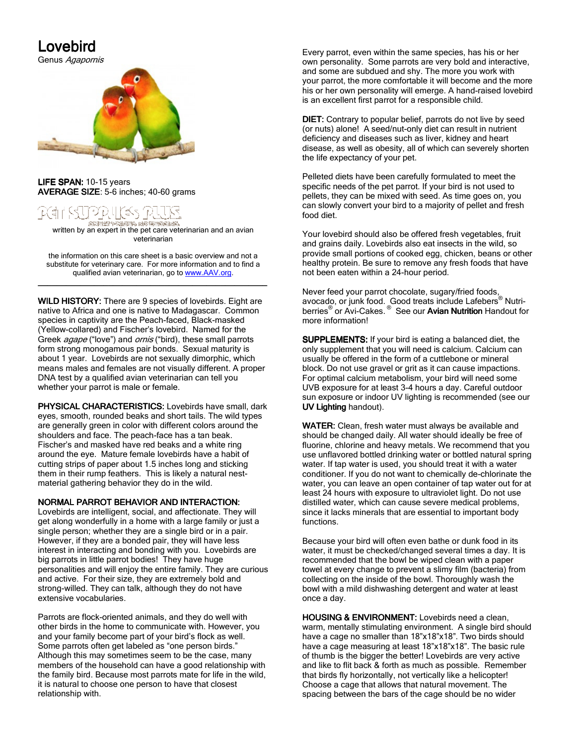# Lovebird

Genus *Agapornis*

**LIFE SPAN:** 10-15 years
**AVERAGE SIZE**: 5-6 inches; 40-60 grams

written by an expert in the pet care veterinarian and an avian veterinarian

the information on this care sheet is a basic overview and not a substitute for veterinary care. For more information and to find a qualified avian veterinarian, go to www.AAV.org.

---

**WILD HISTORY:** There are 9 species of lovebirds. Eight are native to Africa and one is native to Madagascar. Common species in captivity are the Peach-faced, Black-masked (Yellow-collared) and Fischer's lovebird. Named for the Greek *agape* ("love") and *ornis* ("bird"), these small parrots form strong monogamous pair bonds. Sexual maturity is about 1 year. Lovebirds are not sexually dimorphic, which means males and females are not visually different. A proper DNA test by a qualified avian veterinarian can tell you whether your parrot is male or female.

**PHYSICAL CHARACTERISTICS:** Lovebirds have small, dark eyes, smooth, rounded beaks and short tails. The wild types are generally green in color with different colors around the shoulders and face. The peach-face has a tan beak. Fischer's and masked have red beaks and a white ring around the eye. Mature female lovebirds have a habit of cutting strips of paper about 1.5 inches long and sticking them in their rump feathers. This is likely a natural nest-material gathering behavior they do in the wild.

**NORMAL PARROT BEHAVIOR AND INTERACTION:**
Lovebirds are intelligent, social, and affectionate. They will get along wonderfully in a home with a large family or just a single person; whether they are a single bird or in a pair. However, if they are a bonded pair, they will have less interest in interacting and bonding with you. Lovebirds are big parrots in little parrot bodies! They have huge personalities and will enjoy the entire family. They are curious and active. For their size, they are extremely bold and strong-willed. They can talk, although they do not have extensive vocabularies.

Parrots are flock-oriented animals, and they do well with other birds in the home to communicate with. However, you and your family become part of your bird's flock as well. Some parrots often get labeled as "one person birds." Although this may sometimes seem to be the case, many members of the household can have a good relationship with the family bird. Because most parrots mate for life in the wild, it is natural to choose one person to have that closest relationship with.

Every parrot, even within the same species, has his or her own personality. Some parrots are very bold and interactive, and some are subdued and shy. The more you work with your parrot, the more comfortable it will become and the more his or her own personality will emerge. A hand-raised lovebird is an excellent first parrot for a responsible child.

**DIET:** Contrary to popular belief, parrots do not live by seed (or nuts) alone! A seed/nut-only diet can result in nutrient deficiency and diseases such as liver, kidney and heart disease, as well as obesity, all of which can severely shorten the life expectancy of your pet.

Pelleted diets have been carefully formulated to meet the specific needs of the pet parrot. If your bird is not used to pellets, they can be mixed with seed. As time goes on, you can slowly convert your bird to a majority of pellet and fresh food diet.

Your lovebird should also be offered fresh vegetables, fruit and grains daily. Lovebirds also eat insects in the wild, so provide small portions of cooked egg, chicken, beans or other healthy protein. Be sure to remove any fresh foods that have not been eaten within a 24-hour period.

Never feed your parrot chocolate, sugary/fried foods, avocado, or junk food. Good treats include Lafebers® Nutri-berries® or Avi-Cakes.® See our **Avian Nutrition** Handout for more information!

**SUPPLEMENTS:** If your bird is eating a balanced diet, the only supplement that you will need is calcium. Calcium can usually be offered in the form of a cuttlebone or mineral block. Do not use gravel or grit as it can cause impactions. For optimal calcium metabolism, your bird will need some UVB exposure for at least 3-4 hours a day. Careful outdoor sun exposure or indoor UV lighting is recommended (see our **UV Lighting** handout).

**WATER:** Clean, fresh water must always be available and should be changed daily. All water should ideally be free of fluorine, chlorine and heavy metals. We recommend that you use unflavored bottled drinking water or bottled natural spring water. If tap water is used, you should treat it with a water conditioner. If you do not want to chemically de-chlorinate the water, you can leave an open container of tap water out for at least 24 hours with exposure to ultraviolet light. Do not use distilled water, which can cause severe medical problems, since it lacks minerals that are essential to important body functions.

Because your bird will often even bathe or dunk food in its water, it must be checked/changed several times a day. It is recommended that the bowl be wiped clean with a paper towel at every change to prevent a slimy film (bacteria) from collecting on the inside of the bowl. Thoroughly wash the bowl with a mild dishwashing detergent and water at least once a day.

**HOUSING & ENVIRONMENT:** Lovebirds need a clean, warm, mentally stimulating environment. A single bird should have a cage no smaller than 18"x18"x18". Two birds should have a cage measuring at least 18"x18"x18". The basic rule of thumb is the bigger the better! Lovebirds are very active and like to flit back & forth as much as possible. Remember that birds fly horizontally, not vertically like a helicopter! Choose a cage that allows that natural movement. The spacing between the bars of the cage should be no wider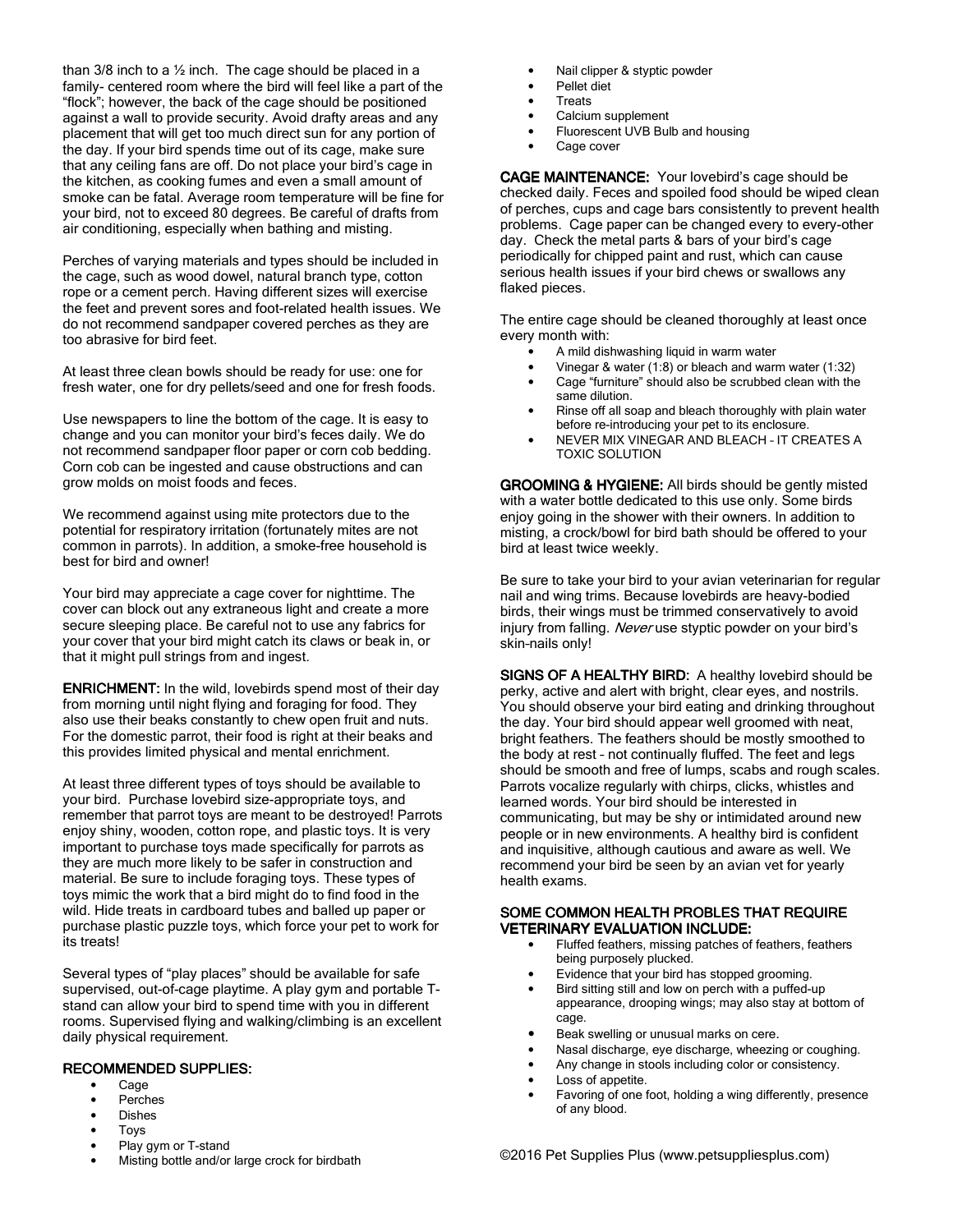than 3/8 inch to a ½ inch. The cage should be placed in a family- centered room where the bird will feel like a part of the "flock"; however, the back of the cage should be positioned against a wall to provide security. Avoid drafty areas and any placement that will get too much direct sun for any portion of the day. If your bird spends time out of its cage, make sure that any ceiling fans are off. Do not place your bird's cage in the kitchen, as cooking fumes and even a small amount of smoke can be fatal. Average room temperature will be fine for your bird, not to exceed 80 degrees. Be careful of drafts from air conditioning, especially when bathing and misting.

Perches of varying materials and types should be included in the cage, such as wood dowel, natural branch type, cotton rope or a cement perch. Having different sizes will exercise the feet and prevent sores and foot-related health issues. We do not recommend sandpaper covered perches as they are too abrasive for bird feet.

At least three clean bowls should be ready for use: one for fresh water, one for dry pellets/seed and one for fresh foods.

Use newspapers to line the bottom of the cage. It is easy to change and you can monitor your bird's feces daily. We do not recommend sandpaper floor paper or corn cob bedding. Corn cob can be ingested and cause obstructions and can grow molds on moist foods and feces.

We recommend against using mite protectors due to the potential for respiratory irritation (fortunately mites are not common in parrots). In addition, a smoke-free household is best for bird and owner!

Your bird may appreciate a cage cover for nighttime. The cover can block out any extraneous light and create a more secure sleeping place. Be careful not to use any fabrics for your cover that your bird might catch its claws or beak in, or that it might pull strings from and ingest.

**ENRICHMENT:** In the wild, lovebirds spend most of their day from morning until night flying and foraging for food. They also use their beaks constantly to chew open fruit and nuts. For the domestic parrot, their food is right at their beaks and this provides limited physical and mental enrichment.

At least three different types of toys should be available to your bird. Purchase lovebird size-appropriate toys, and remember that parrot toys are meant to be destroyed! Parrots enjoy shiny, wooden, cotton rope, and plastic toys. It is very important to purchase toys made specifically for parrots as they are much more likely to be safer in construction and material. Be sure to include foraging toys. These types of toys mimic the work that a bird might do to find food in the wild. Hide treats in cardboard tubes and balled up paper or purchase plastic puzzle toys, which force your pet to work for its treats!

Several types of "play places" should be available for safe supervised, out-of-cage playtime. A play gym and portable T-stand can allow your bird to spend time with you in different rooms. Supervised flying and walking/climbing is an excellent daily physical requirement.

**RECOMMENDED SUPPLIES:**

- Cage
- Perches
- Dishes
- Toys
- Play gym or T-stand
- Misting bottle and/or large crock for birdbath
- Nail clipper & styptic powder
- Pellet diet
- Treats
- Calcium supplement
- Fluorescent UVB Bulb and housing
- Cage cover

**CAGE MAINTENANCE:** Your lovebird's cage should be checked daily. Feces and spoiled food should be wiped clean of perches, cups and cage bars consistently to prevent health problems. Cage paper can be changed every to every-other day. Check the metal parts & bars of your bird's cage periodically for chipped paint and rust, which can cause serious health issues if your bird chews or swallows any flaked pieces.

The entire cage should be cleaned thoroughly at least once every month with:

- A mild dishwashing liquid in warm water
- Vinegar & water (1:8) or bleach and warm water (1:32)
- Cage "furniture" should also be scrubbed clean with the same dilution.
- Rinse off all soap and bleach thoroughly with plain water before re-introducing your pet to its enclosure.
- NEVER MIX VINEGAR AND BLEACH – IT CREATES A TOXIC SOLUTION

**GROOMING & HYGIENE:** All birds should be gently misted with a water bottle dedicated to this use only. Some birds enjoy going in the shower with their owners. In addition to misting, a crock/bowl for bird bath should be offered to your bird at least twice weekly.

Be sure to take your bird to your avian veterinarian for regular nail and wing trims. Because lovebirds are heavy-bodied birds, their wings must be trimmed conservatively to avoid injury from falling. *Never* use styptic powder on your bird's skin–nails only!

**SIGNS OF A HEALTHY BIRD:** A healthy lovebird should be perky, active and alert with bright, clear eyes, and nostrils. You should observe your bird eating and drinking throughout the day. Your bird should appear well groomed with neat, bright feathers. The feathers should be mostly smoothed to the body at rest – not continually fluffed. The feet and legs should be smooth and free of lumps, scabs and rough scales. Parrots vocalize regularly with chirps, clicks, whistles and learned words. Your bird should be interested in communicating, but may be shy or intimidated around new people or in new environments. A healthy bird is confident and inquisitive, although cautious and aware as well. We recommend your bird be seen by an avian vet for yearly health exams.

**SOME COMMON HEALTH PROBLES THAT REQUIRE VETERINARY EVALUATION INCLUDE:**

- Fluffed feathers, missing patches of feathers, feathers being purposely plucked.
- Evidence that your bird has stopped grooming.
- Bird sitting still and low on perch with a puffed-up appearance, drooping wings; may also stay at bottom of cage.
- Beak swelling or unusual marks on cere.
- Nasal discharge, eye discharge, wheezing or coughing.
- Any change in stools including color or consistency.
- Loss of appetite.
- Favoring of one foot, holding a wing differently, presence of any blood.

©2016 Pet Supplies Plus (www.petsuppliesplus.com)